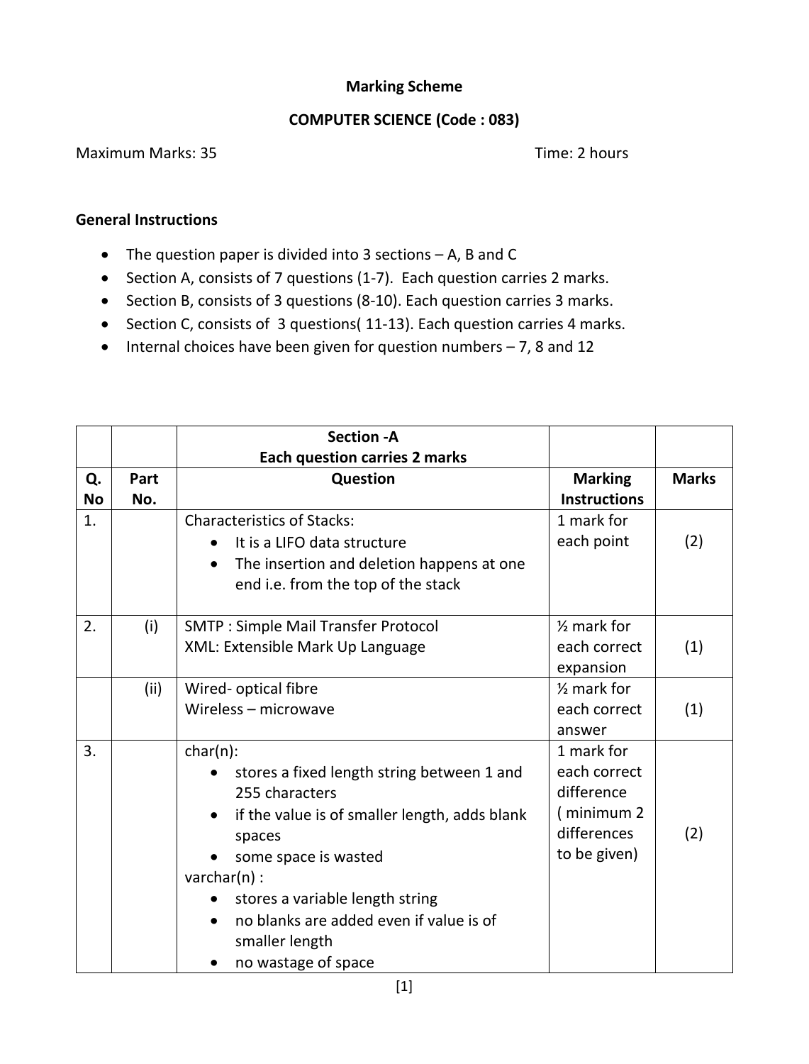**Marking Scheme**

**COMPUTER SCIENCE (Code : 083)**

Maximum Marks: 35 Time: 2 hours

**General Instructions**

- The question paper is divided into 3 sections – A, B and C
- Section A, consists of 7 questions (1-7). Each question carries 2 marks.
- Section B, consists of 3 questions (8-10). Each question carries 3 marks.
- Section C, consists of 3 questions( 11-13). Each question carries 4 marks.
- Internal choices have been given for question numbers – 7, 8 and 12

| | | **Section -A**<br>**Each question carries 2 marks** | | |
|---|---|---|---|---|
| **Q. No** | **Part No.** | **Question** | **Marking Instructions** | **Marks** |
| 1. | | Characteristics of Stacks:<br>• It is a LIFO data structure<br>• The insertion and deletion happens at one end i.e. from the top of the stack | 1 mark for each point | (2) |
| 2. | (i) | SMTP : Simple Mail Transfer Protocol<br>XML: Extensible Mark Up Language | ½ mark for each correct expansion | (1) |
| | (ii) | Wired- optical fibre<br>Wireless – microwave | ½ mark for each correct answer | (1) |
| 3. | | char(n):<br>• stores a fixed length string between 1 and 255 characters<br>• if the value is of smaller length, adds blank spaces<br>• some space is wasted<br>varchar(n) :<br>• stores a variable length string<br>• no blanks are added even if value is of smaller length<br>• no wastage of space | 1 mark for each correct difference ( minimum 2 differences to be given) | (2) |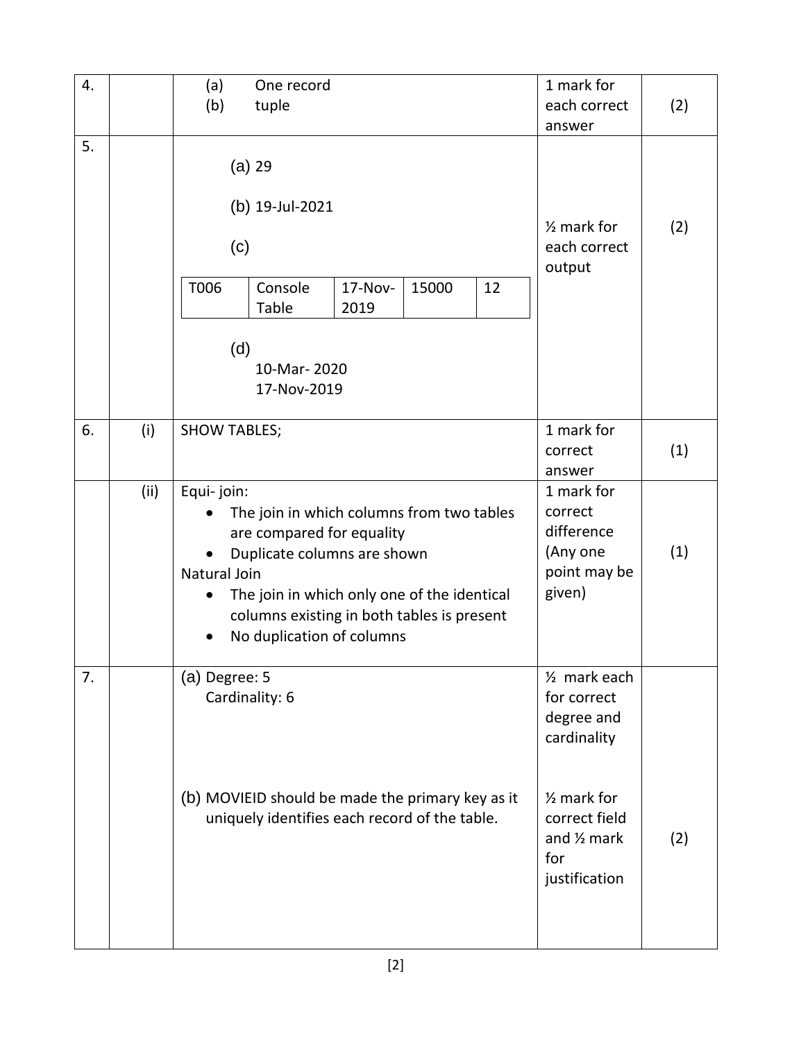| | | | | |
|---|---|---|---|---|
| 4. | | (a) One record<br>(b) tuple | 1 mark for each correct answer | (2) |
| 5. | | (a) 29<br><br>(b) 19-Jul-2021<br><br>(c)<br>T006 \| Console Table \| 17-Nov-2019 \| 15000 \| 12<br><br>(d)<br>10-Mar- 2020<br>17-Nov-2019 | ½ mark for each correct output | (2) |
| 6. | (i) | SHOW TABLES; | 1 mark for correct answer | (1) |
| | (ii) | Equi- join:<br>• The join in which columns from two tables are compared for equality<br>• Duplicate columns are shown<br>Natural Join<br>• The join in which only one of the identical columns existing in both tables is present<br>• No duplication of columns | 1 mark for correct difference (Any one point may be given) | (1) |
| 7. | | (a) Degree: 5<br>Cardinality: 6<br><br>(b) MOVIEID should be made the primary key as it uniquely identifies each record of the table. | ½ mark each for correct degree and cardinality<br><br>½ mark for correct field and ½ mark for justification | (2) |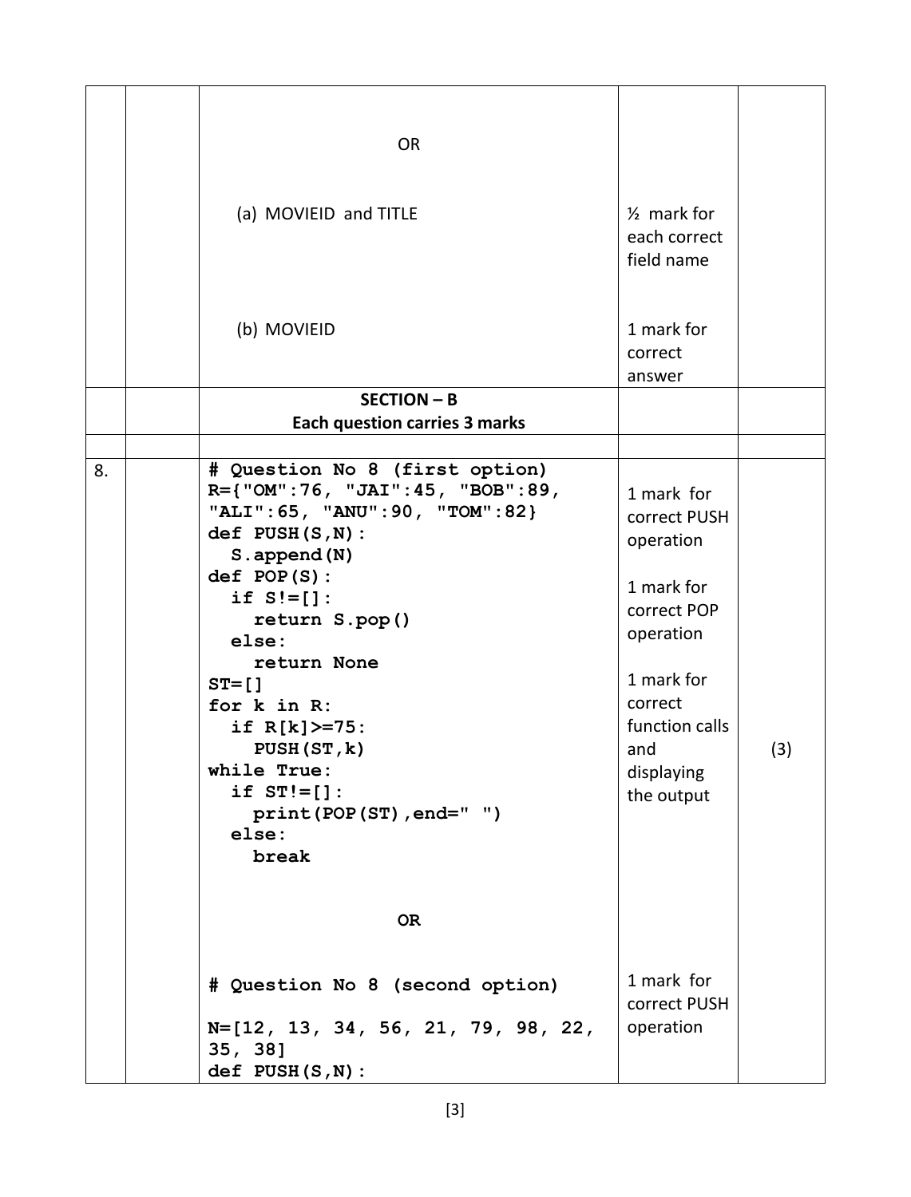| | | | | |
|---|---|---|---|---|
| | | OR | | |
| | | (a) MOVIEID and TITLE | ½ mark for each correct field name | |
| | | (b) MOVIEID | 1 mark for correct answer | |
| | | **SECTION – B**<br>**Each question carries 3 marks** | | |
| | | | | |
| 8. | | <pre># Question No 8 (first option)<br>R={"OM":76, "JAI":45, "BOB":89,<br>"ALI":65, "ANU":90, "TOM":82}<br>def PUSH(S,N):<br>  S.append(N)<br>def POP(S):<br>  if S!=[]:<br>    return S.pop()<br>  else:<br>    return None<br>ST=[]<br>for k in R:<br>  if R[k]>=75:<br>    PUSH(ST,k)<br>while True:<br>  if ST!=[]:<br>    print(POP(ST),end=" ")<br>  else:<br>    break</pre> | 1 mark for correct PUSH operation<br><br>1 mark for correct POP operation<br><br>1 mark for correct function calls and displaying the output | (3) |
| | | **OR** | | |
| | | <pre># Question No 8 (second option)<br><br>N=[12, 13, 34, 56, 21, 79, 98, 22,<br>35, 38]<br>def PUSH(S,N):</pre> | 1 mark for correct PUSH operation | |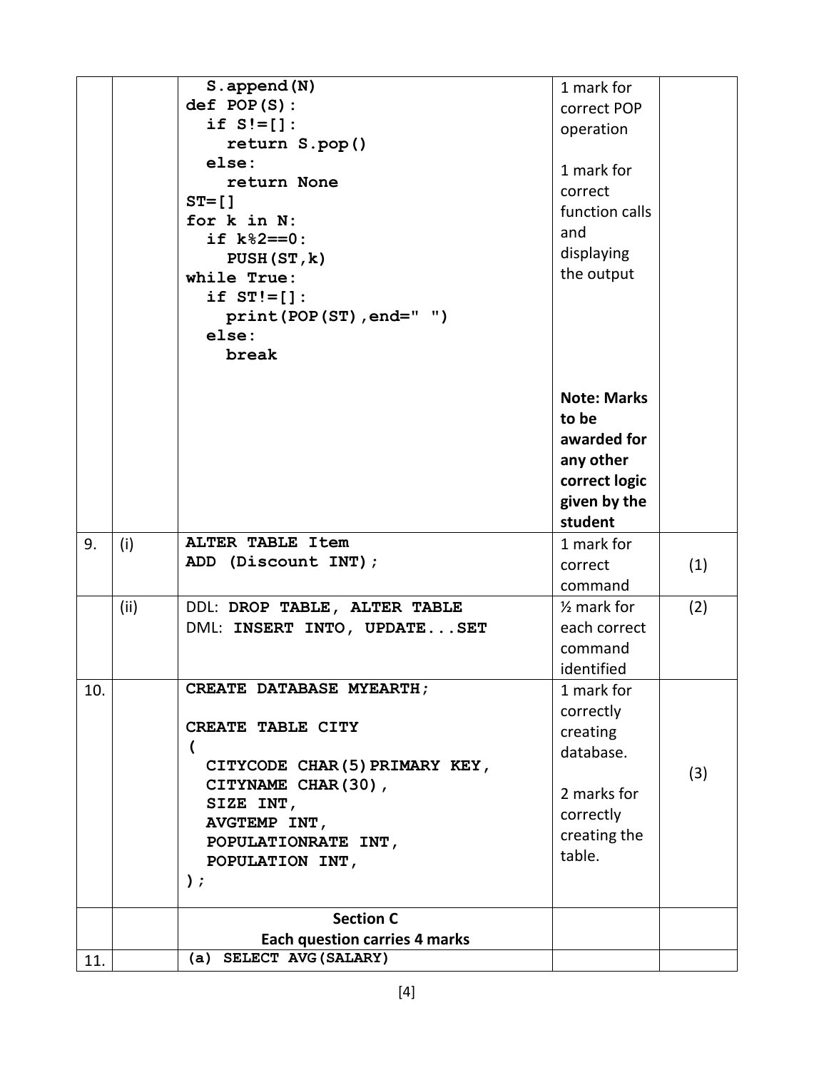| | | | | |
|---|---|---|---|---|
| | | ```S.append(N)```<br>```def POP(S):```<br>```  if S!=[]:```<br>```    return S.pop()```<br>```  else:```<br>```    return None```<br>```ST=[]```<br>```for k in N:```<br>```  if k%2==0:```<br>```    PUSH(ST,k)```<br>```while True:```<br>```  if ST!=[]:```<br>```    print(POP(ST),end=" ")```<br>```  else:```<br>```    break``` | 1 mark for correct POP operation<br><br>1 mark for correct function calls and displaying the output<br><br>**Note: Marks to be awarded for any other correct logic given by the student** | |
| 9. | (i) | **ALTER TABLE Item**<br>**ADD (Discount INT);** | 1 mark for correct command | (1) |
| | (ii) | DDL: **DROP TABLE, ALTER TABLE**<br>DML: **INSERT INTO, UPDATE...SET** | ½ mark for each correct command identified | (2) |
| 10. | | **CREATE DATABASE MYEARTH;**<br><br>**CREATE TABLE CITY**<br>**(**<br>**CITYCODE CHAR(5)PRIMARY KEY,**<br>**CITYNAME CHAR(30),**<br>**SIZE INT,**<br>**AVGTEMP INT,**<br>**POPULATIONRATE INT,**<br>**POPULATION INT,**<br>**);** | 1 mark for correctly creating database.<br><br>2 marks for correctly creating the table. | (3) |
| | | **Section C**<br>**Each question carries 4 marks** | | |
| 11. | | **(a) SELECT AVG(SALARY)** | | |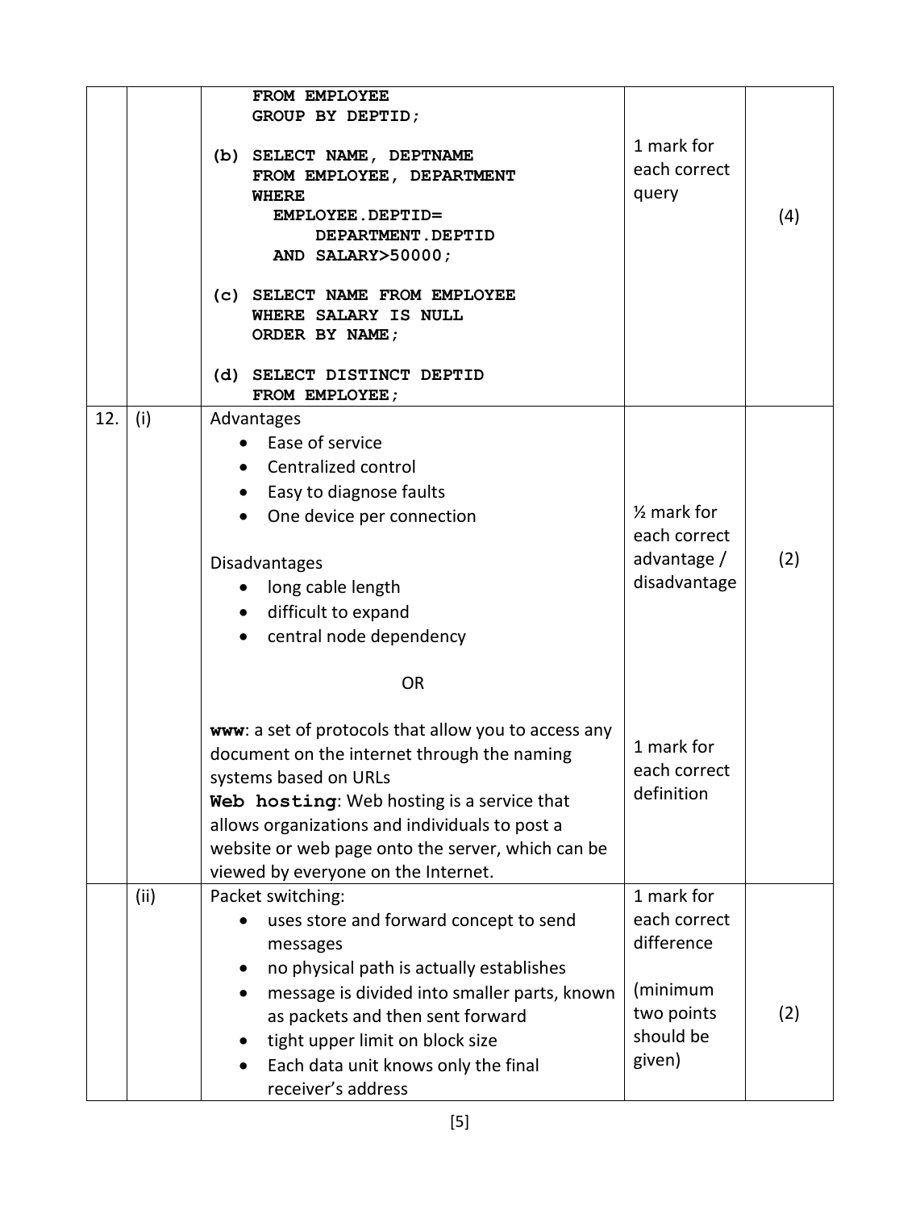| | | | | |
|---|---|---|---|---|
| | | `FROM EMPLOYEE`<br>`GROUP BY DEPTID;`<br><br>**(b)** `SELECT NAME, DEPTNAME`<br>`FROM EMPLOYEE, DEPARTMENT`<br>`WHERE`<br>`EMPLOYEE.DEPTID=`<br>`DEPARTMENT.DEPTID`<br>`AND SALARY>50000;`<br><br>**(c)** `SELECT NAME FROM EMPLOYEE`<br>`WHERE SALARY IS NULL`<br>`ORDER BY NAME;`<br><br>**(d)** `SELECT DISTINCT DEPTID`<br>`FROM EMPLOYEE;` | 1 mark for each correct query | (4) |
| 12. | (i) | Advantages<br>• Ease of service<br>• Centralized control<br>• Easy to diagnose faults<br>• One device per connection<br><br>Disadvantages<br>• long cable length<br>• difficult to expand<br>• central node dependency<br><br>OR<br><br>**www**: a set of protocols that allow you to access any document on the internet through the naming systems based on URLs<br>**Web hosting**: Web hosting is a service that allows organizations and individuals to post a website or web page onto the server, which can be viewed by everyone on the Internet. | ½ mark for each correct advantage / disadvantage<br><br>1 mark for each correct definition | (2) |
| | (ii) | Packet switching:<br>• uses store and forward concept to send messages<br>• no physical path is actually establishes<br>• message is divided into smaller parts, known as packets and then sent forward<br>• tight upper limit on block size<br>• Each data unit knows only the final receiver's address | 1 mark for each correct difference<br><br>(minimum two points should be given) | (2) |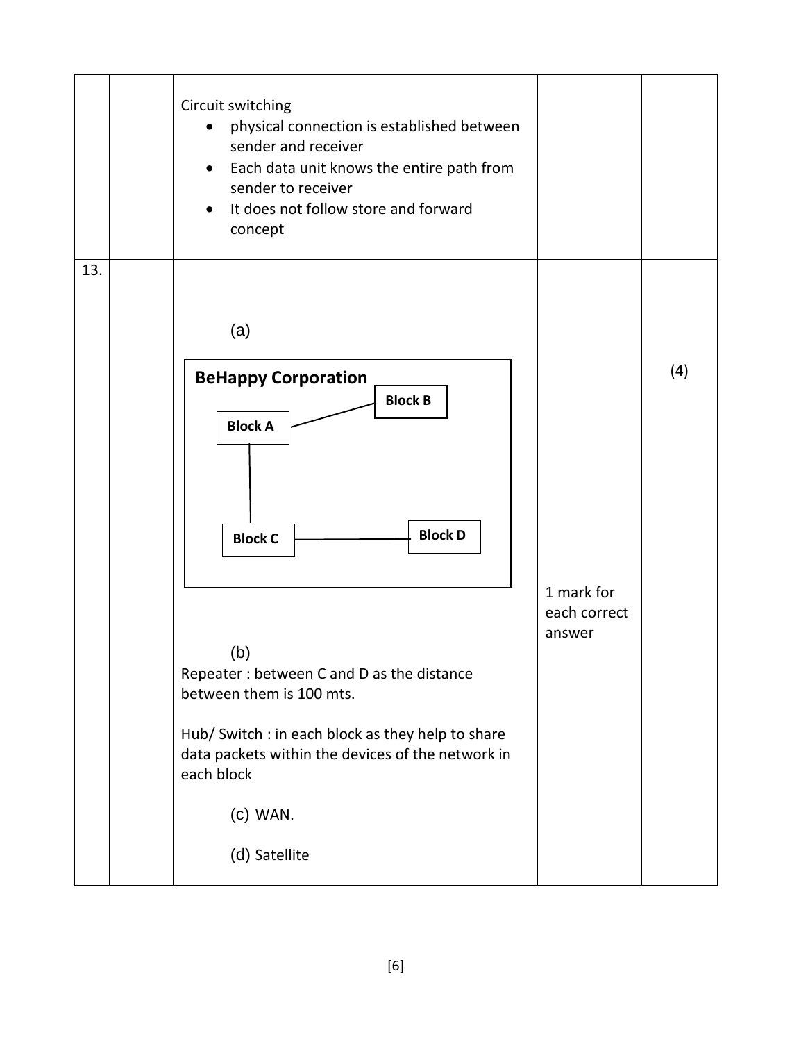| | | | | |
|---|---|---|---|---|
| | | Circuit switching<br>• physical connection is established between sender and receiver<br>• Each data unit knows the entire path from sender to receiver<br>• It does not follow store and forward concept | | |
| 13. | | (a)<br>BeHappy Corporation<br>Block A<br>Block B<br>Block C<br>Block D<br><br>(b)<br>Repeater : between C and D as the distance between them is 100 mts.<br><br>Hub/ Switch : in each block as they help to share data packets within the devices of the network in each block<br><br>(c) WAN.<br><br>(d) Satellite | 1 mark for each correct answer | (4) |